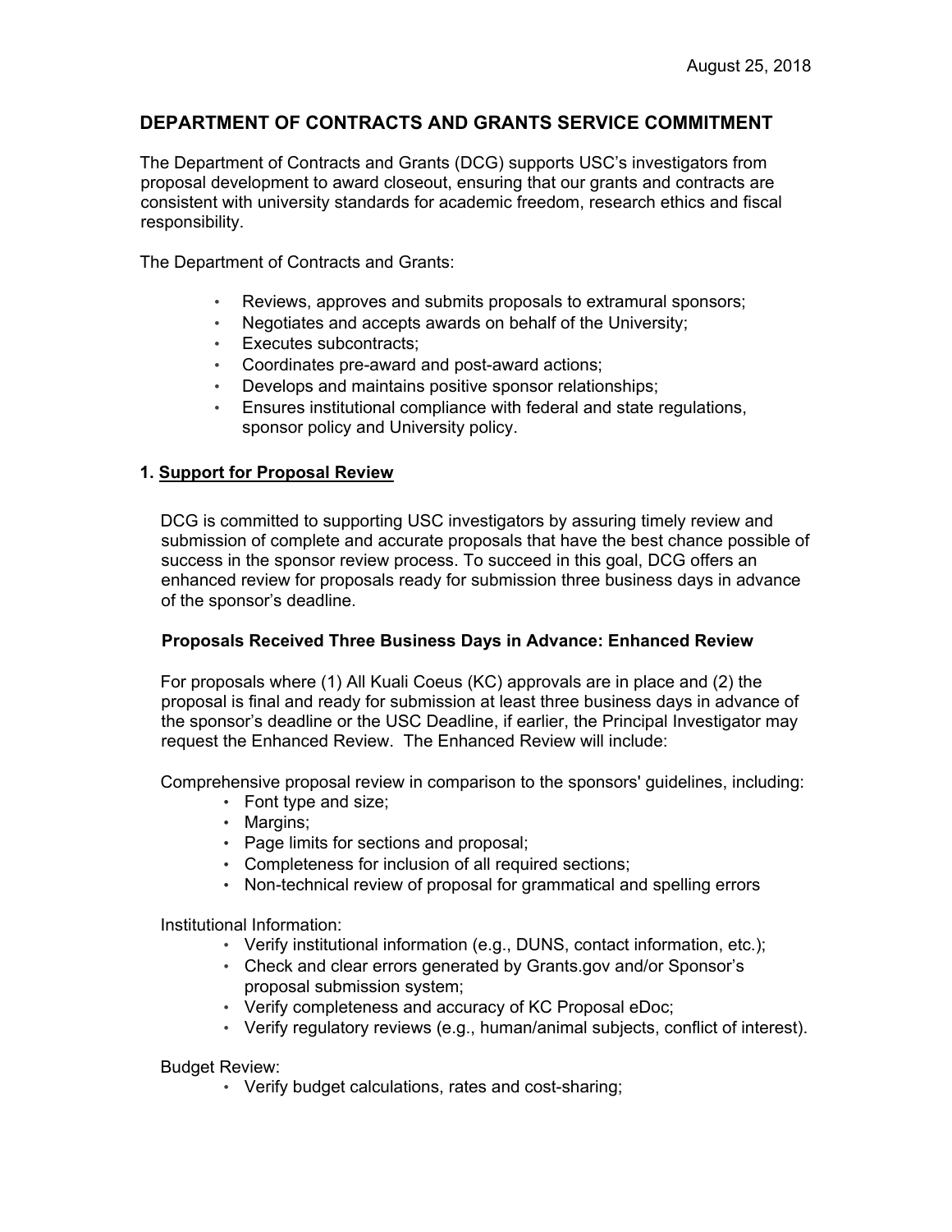August 25, 2018

## DEPARTMENT OF CONTRACTS AND GRANTS SERVICE COMMITMENT

The Department of Contracts and Grants (DCG) supports USC's investigators from proposal development to award closeout, ensuring that our grants and contracts are consistent with university standards for academic freedom, research ethics and fiscal responsibility.

The Department of Contracts and Grants:

- Reviews, approves and submits proposals to extramural sponsors;
- Negotiates and accepts awards on behalf of the University;
- Executes subcontracts;
- Coordinates pre-award and post-award actions;
- Develops and maintains positive sponsor relationships;
- Ensures institutional compliance with federal and state regulations, sponsor policy and University policy.

### 1. Support for Proposal Review

DCG is committed to supporting USC investigators by assuring timely review and submission of complete and accurate proposals that have the best chance possible of success in the sponsor review process. To succeed in this goal, DCG offers an enhanced review for proposals ready for submission three business days in advance of the sponsor's deadline.

#### Proposals Received Three Business Days in Advance: Enhanced Review

For proposals where (1) All Kuali Coeus (KC) approvals are in place and (2) the proposal is final and ready for submission at least three business days in advance of the sponsor's deadline or the USC Deadline, if earlier, the Principal Investigator may request the Enhanced Review. The Enhanced Review will include:

Comprehensive proposal review in comparison to the sponsors' guidelines, including:

- Font type and size;
- Margins;
- Page limits for sections and proposal;
- Completeness for inclusion of all required sections;
- Non-technical review of proposal for grammatical and spelling errors

Institutional Information:

- Verify institutional information (e.g., DUNS, contact information, etc.);
- Check and clear errors generated by Grants.gov and/or Sponsor's proposal submission system;
- Verify completeness and accuracy of KC Proposal eDoc;
- Verify regulatory reviews (e.g., human/animal subjects, conflict of interest).

Budget Review:

- Verify budget calculations, rates and cost-sharing;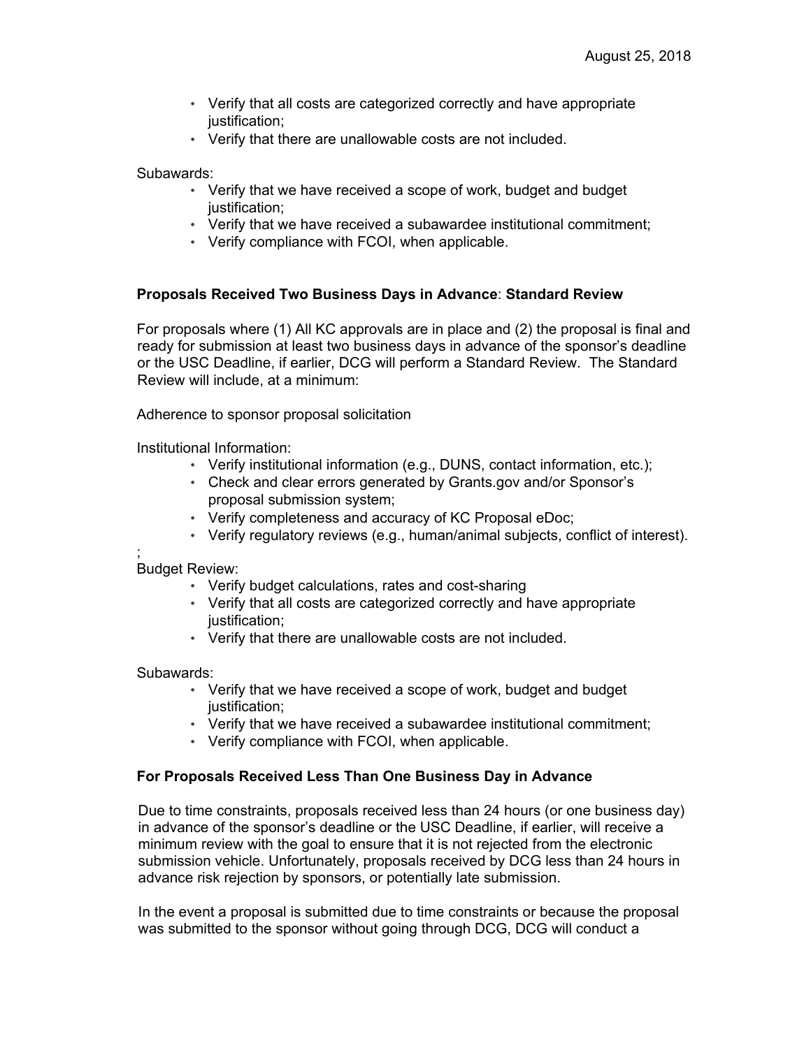- Verify that all costs are categorized correctly and have appropriate justification;
- Verify that there are unallowable costs are not included.

Subawards:

- Verify that we have received a scope of work, budget and budget justification;
- Verify that we have received a subawardee institutional commitment;
- Verify compliance with FCOI, when applicable.

**Proposals Received Two Business Days in Advance**: **Standard Review**

For proposals where (1) All KC approvals are in place and (2) the proposal is final and ready for submission at least two business days in advance of the sponsor's deadline or the USC Deadline, if earlier, DCG will perform a Standard Review. The Standard Review will include, at a minimum:

Adherence to sponsor proposal solicitation

Institutional Information:

- Verify institutional information (e.g., DUNS, contact information, etc.);
- Check and clear errors generated by Grants.gov and/or Sponsor's proposal submission system;
- Verify completeness and accuracy of KC Proposal eDoc;
- Verify regulatory reviews (e.g., human/animal subjects, conflict of interest).

;

Budget Review:

- Verify budget calculations, rates and cost-sharing
- Verify that all costs are categorized correctly and have appropriate justification;
- Verify that there are unallowable costs are not included.

Subawards:

- Verify that we have received a scope of work, budget and budget justification;
- Verify that we have received a subawardee institutional commitment;
- Verify compliance with FCOI, when applicable.

**For Proposals Received Less Than One Business Day in Advance**

Due to time constraints, proposals received less than 24 hours (or one business day) in advance of the sponsor's deadline or the USC Deadline, if earlier, will receive a minimum review with the goal to ensure that it is not rejected from the electronic submission vehicle. Unfortunately, proposals received by DCG less than 24 hours in advance risk rejection by sponsors, or potentially late submission.

In the event a proposal is submitted due to time constraints or because the proposal was submitted to the sponsor without going through DCG, DCG will conduct a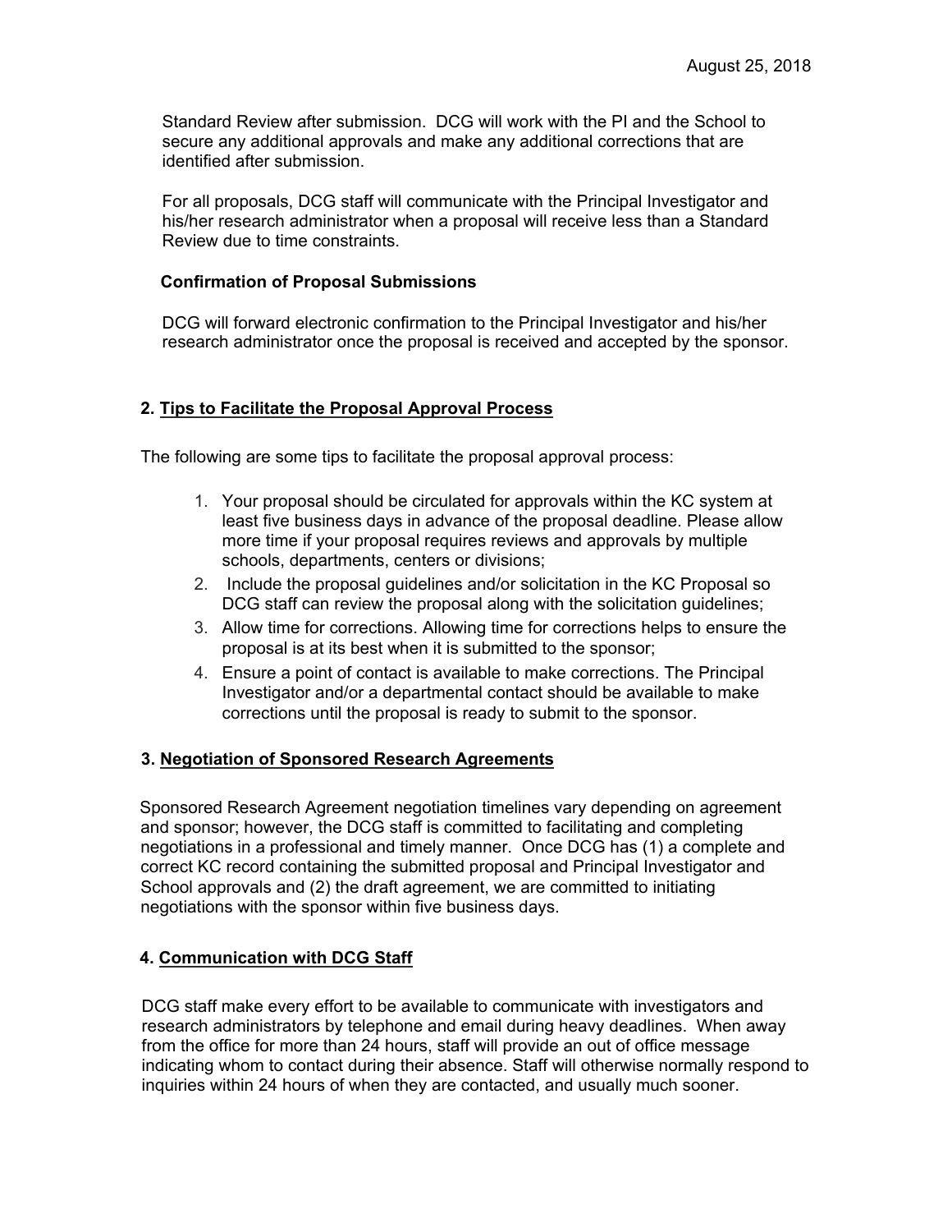Standard Review after submission. DCG will work with the PI and the School to secure any additional approvals and make any additional corrections that are identified after submission.

For all proposals, DCG staff will communicate with the Principal Investigator and his/her research administrator when a proposal will receive less than a Standard Review due to time constraints.

**Confirmation of Proposal Submissions**

DCG will forward electronic confirmation to the Principal Investigator and his/her research administrator once the proposal is received and accepted by the sponsor.

## 2. Tips to Facilitate the Proposal Approval Process

The following are some tips to facilitate the proposal approval process:

1. Your proposal should be circulated for approvals within the KC system at least five business days in advance of the proposal deadline. Please allow more time if your proposal requires reviews and approvals by multiple schools, departments, centers or divisions;
2. Include the proposal guidelines and/or solicitation in the KC Proposal so DCG staff can review the proposal along with the solicitation guidelines;
3. Allow time for corrections. Allowing time for corrections helps to ensure the proposal is at its best when it is submitted to the sponsor;
4. Ensure a point of contact is available to make corrections. The Principal Investigator and/or a departmental contact should be available to make corrections until the proposal is ready to submit to the sponsor.

## 3. Negotiation of Sponsored Research Agreements

Sponsored Research Agreement negotiation timelines vary depending on agreement and sponsor; however, the DCG staff is committed to facilitating and completing negotiations in a professional and timely manner. Once DCG has (1) a complete and correct KC record containing the submitted proposal and Principal Investigator and School approvals and (2) the draft agreement, we are committed to initiating negotiations with the sponsor within five business days.

## 4. Communication with DCG Staff

DCG staff make every effort to be available to communicate with investigators and research administrators by telephone and email during heavy deadlines. When away from the office for more than 24 hours, staff will provide an out of office message indicating whom to contact during their absence. Staff will otherwise normally respond to inquiries within 24 hours of when they are contacted, and usually much sooner.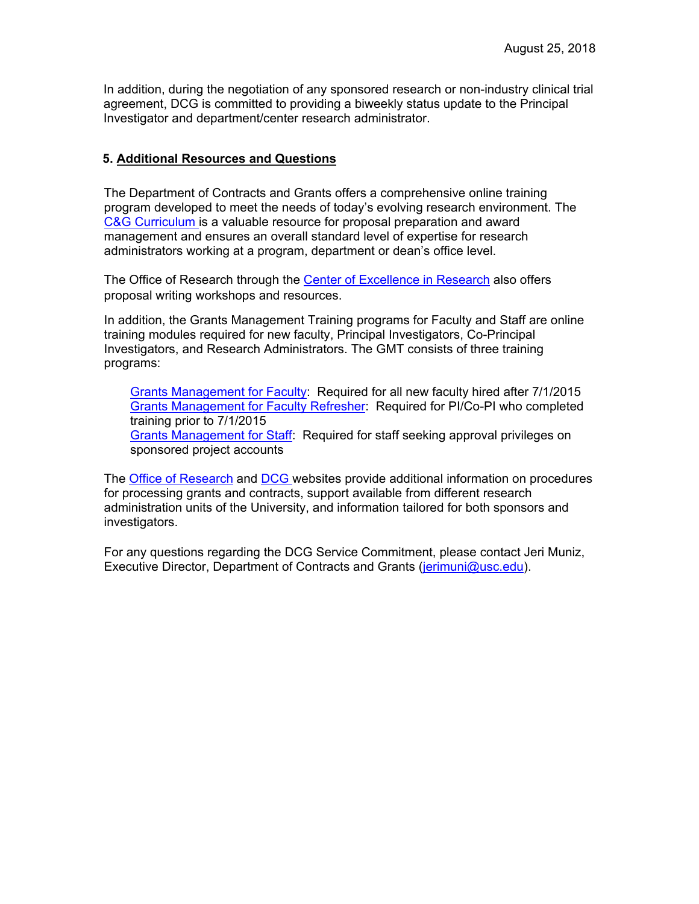In addition, during the negotiation of any sponsored research or non-industry clinical trial agreement, DCG is committed to providing a biweekly status update to the Principal Investigator and department/center research administrator.

## 5. Additional Resources and Questions

The Department of Contracts and Grants offers a comprehensive online training program developed to meet the needs of today's evolving research environment. The C&G Curriculum is a valuable resource for proposal preparation and award management and ensures an overall standard level of expertise for research administrators working at a program, department or dean's office level.

The Office of Research through the Center of Excellence in Research also offers proposal writing workshops and resources.

In addition, the Grants Management Training programs for Faculty and Staff are online training modules required for new faculty, Principal Investigators, Co-Principal Investigators, and Research Administrators. The GMT consists of three training programs:

- Grants Management for Faculty: Required for all new faculty hired after 7/1/2015
- Grants Management for Faculty Refresher: Required for PI/Co-PI who completed training prior to 7/1/2015
- Grants Management for Staff: Required for staff seeking approval privileges on sponsored project accounts

The Office of Research and DCG websites provide additional information on procedures for processing grants and contracts, support available from different research administration units of the University, and information tailored for both sponsors and investigators.

For any questions regarding the DCG Service Commitment, please contact Jeri Muniz, Executive Director, Department of Contracts and Grants (jerimuni@usc.edu).